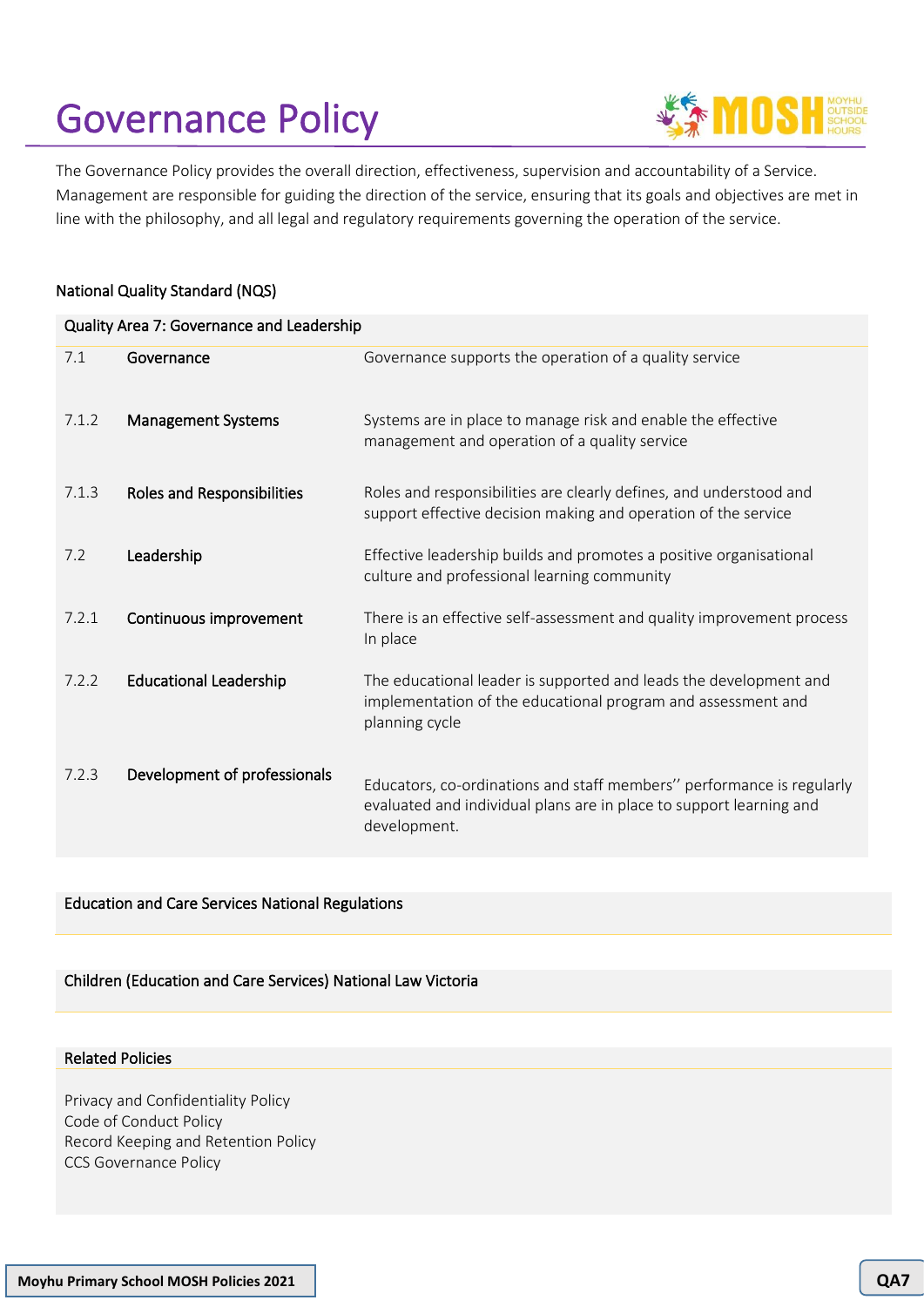# Governance Policy

The Governance Policy provides the overall direction, effectiveness, supervision and accountability of a Service. Management are responsible for guiding the direction of the service, ensuring that its goals and objectives are met in line with the philosophy, and all legal and regulatory requirements governing the operation of the service.

## National Quality Standard (NQS)

| Quality Area 7: Governance and Leadership | | |
|---|---|---|
| 7.1 | **Governance** | Governance supports the operation of a quality service |
| 7.1.2 | **Management Systems** | Systems are in place to manage risk and enable the effective management and operation of a quality service |
| 7.1.3 | **Roles and Responsibilities** | Roles and responsibilities are clearly defines, and understood and support effective decision making and operation of the service |
| 7.2 | **Leadership** | Effective leadership builds and promotes a positive organisational culture and professional learning community |
| 7.2.1 | **Continuous improvement** | There is an effective self-assessment and quality improvement process In place |
| 7.2.2 | **Educational Leadership** | The educational leader is supported and leads the development and implementation of the educational program and assessment and planning cycle |
| 7.2.3 | **Development of professionals** | Educators, co-ordinations and staff members'' performance is regularly evaluated and individual plans are in place to support learning and development. |

## Education and Care Services National Regulations

## Children (Education and Care Services) National Law Victoria

## Related Policies

Privacy and Confidentiality Policy
Code of Conduct Policy
Record Keeping and Retention Policy
CCS Governance Policy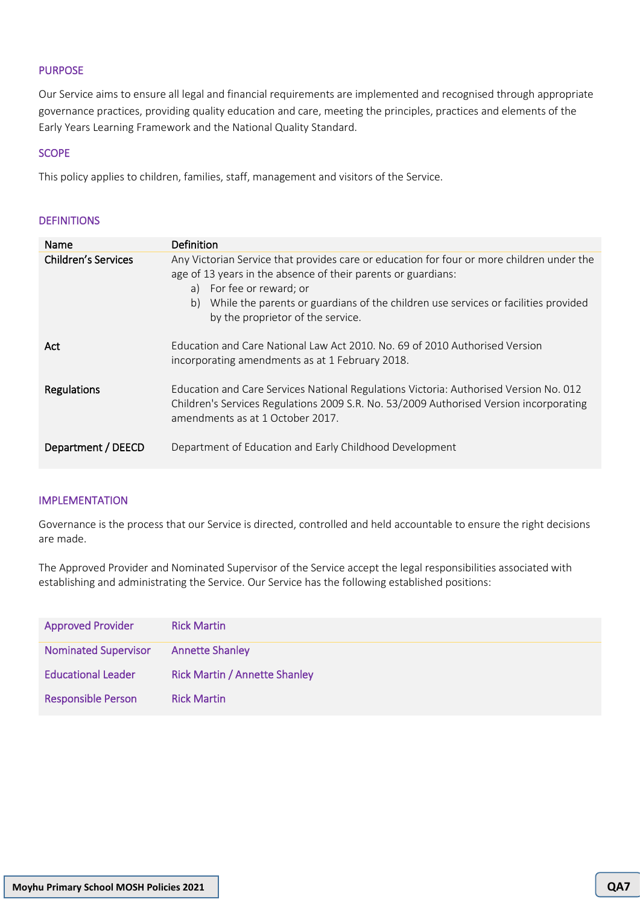## PURPOSE

Our Service aims to ensure all legal and financial requirements are implemented and recognised through appropriate governance practices, providing quality education and care, meeting the principles, practices and elements of the Early Years Learning Framework and the National Quality Standard.

## SCOPE

This policy applies to children, families, staff, management and visitors of the Service.

## DEFINITIONS

| Name | Definition |
|---|---|
| Children's Services | Any Victorian Service that provides care or education for four or more children under the age of 13 years in the absence of their parents or guardians:<br>a) For fee or reward; or<br>b) While the parents or guardians of the children use services or facilities provided by the proprietor of the service. |
| Act | Education and Care National Law Act 2010. No. 69 of 2010 Authorised Version incorporating amendments as at 1 February 2018. |
| Regulations | Education and Care Services National Regulations Victoria: Authorised Version No. 012 Children's Services Regulations 2009 S.R. No. 53/2009 Authorised Version incorporating amendments as at 1 October 2017. |
| Department / DEECD | Department of Education and Early Childhood Development |

## IMPLEMENTATION

Governance is the process that our Service is directed, controlled and held accountable to ensure the right decisions are made.

The Approved Provider and Nominated Supervisor of the Service accept the legal responsibilities associated with establishing and administrating the Service. Our Service has the following established positions:

| Position | Name |
|---|---|
| Approved Provider | Rick Martin |
| Nominated Supervisor | Annette Shanley |
| Educational Leader | Rick Martin / Annette Shanley |
| Responsible Person | Rick Martin |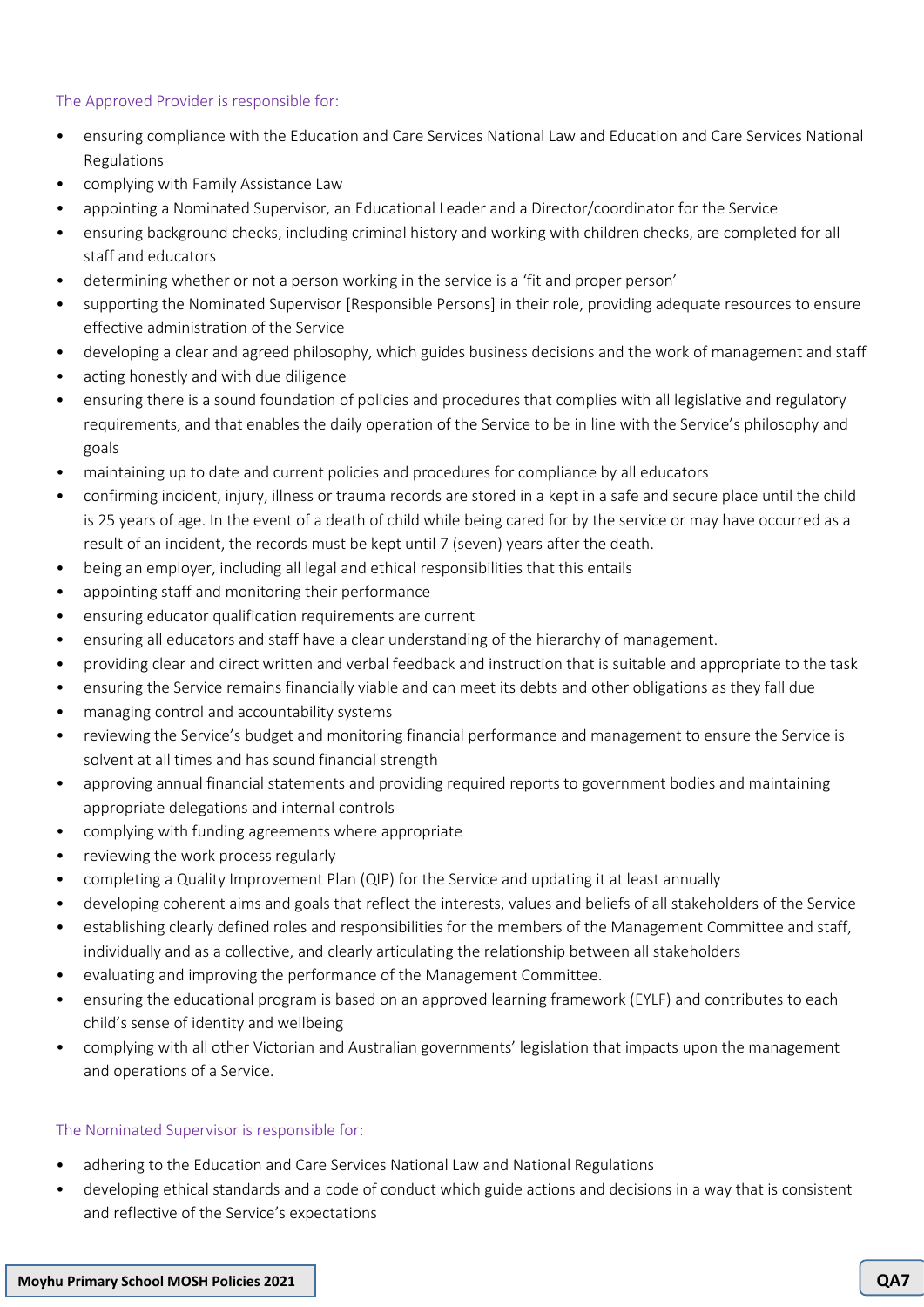### The Approved Provider is responsible for:

- ensuring compliance with the Education and Care Services National Law and Education and Care Services National Regulations
- complying with Family Assistance Law
- appointing a Nominated Supervisor, an Educational Leader and a Director/coordinator for the Service
- ensuring background checks, including criminal history and working with children checks, are completed for all staff and educators
- determining whether or not a person working in the service is a 'fit and proper person'
- supporting the Nominated Supervisor [Responsible Persons] in their role, providing adequate resources to ensure effective administration of the Service
- developing a clear and agreed philosophy, which guides business decisions and the work of management and staff
- acting honestly and with due diligence
- ensuring there is a sound foundation of policies and procedures that complies with all legislative and regulatory requirements, and that enables the daily operation of the Service to be in line with the Service's philosophy and goals
- maintaining up to date and current policies and procedures for compliance by all educators
- confirming incident, injury, illness or trauma records are stored in a kept in a safe and secure place until the child is 25 years of age. In the event of a death of child while being cared for by the service or may have occurred as a result of an incident, the records must be kept until 7 (seven) years after the death.
- being an employer, including all legal and ethical responsibilities that this entails
- appointing staff and monitoring their performance
- ensuring educator qualification requirements are current
- ensuring all educators and staff have a clear understanding of the hierarchy of management.
- providing clear and direct written and verbal feedback and instruction that is suitable and appropriate to the task
- ensuring the Service remains financially viable and can meet its debts and other obligations as they fall due
- managing control and accountability systems
- reviewing the Service's budget and monitoring financial performance and management to ensure the Service is solvent at all times and has sound financial strength
- approving annual financial statements and providing required reports to government bodies and maintaining appropriate delegations and internal controls
- complying with funding agreements where appropriate
- reviewing the work process regularly
- completing a Quality Improvement Plan (QIP) for the Service and updating it at least annually
- developing coherent aims and goals that reflect the interests, values and beliefs of all stakeholders of the Service
- establishing clearly defined roles and responsibilities for the members of the Management Committee and staff, individually and as a collective, and clearly articulating the relationship between all stakeholders
- evaluating and improving the performance of the Management Committee.
- ensuring the educational program is based on an approved learning framework (EYLF) and contributes to each child's sense of identity and wellbeing
- complying with all other Victorian and Australian governments' legislation that impacts upon the management and operations of a Service.

### The Nominated Supervisor is responsible for:

- adhering to the Education and Care Services National Law and National Regulations
- developing ethical standards and a code of conduct which guide actions and decisions in a way that is consistent and reflective of the Service's expectations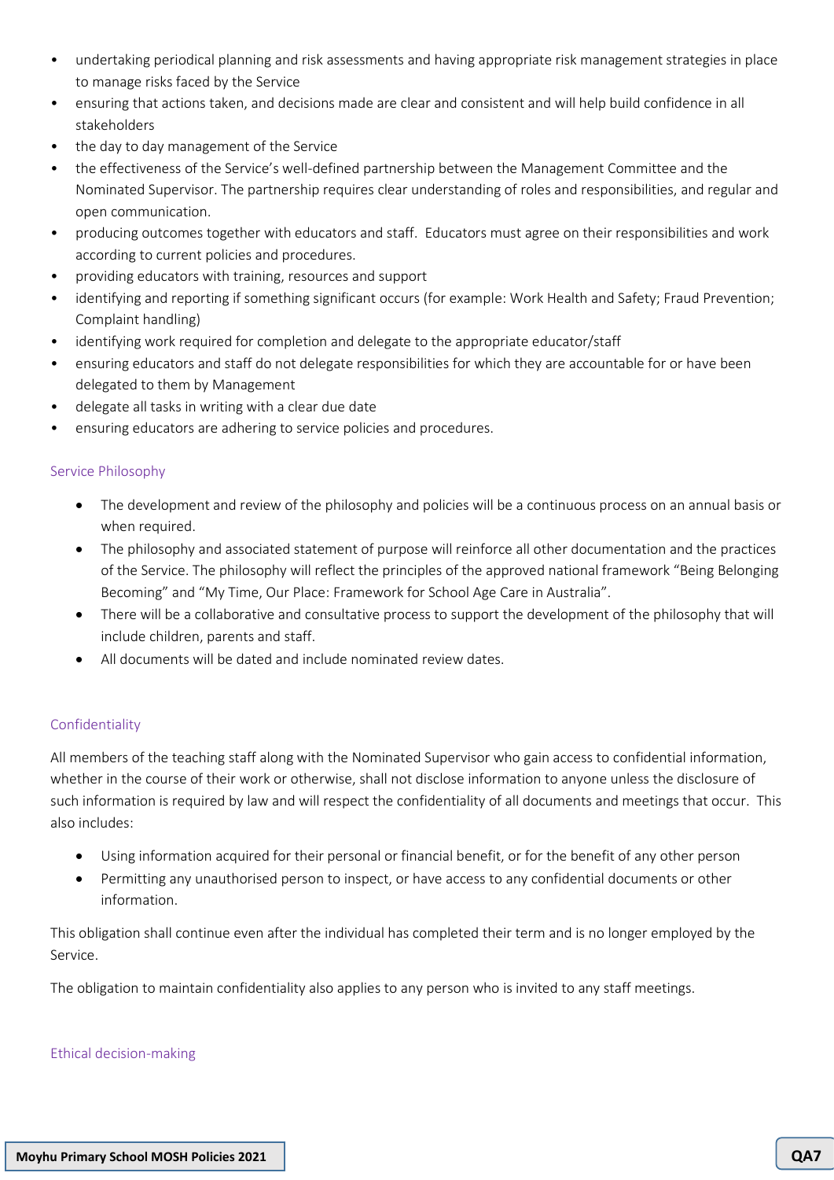- undertaking periodical planning and risk assessments and having appropriate risk management strategies in place to manage risks faced by the Service
- ensuring that actions taken, and decisions made are clear and consistent and will help build confidence in all stakeholders
- the day to day management of the Service
- the effectiveness of the Service's well-defined partnership between the Management Committee and the Nominated Supervisor. The partnership requires clear understanding of roles and responsibilities, and regular and open communication.
- producing outcomes together with educators and staff. Educators must agree on their responsibilities and work according to current policies and procedures.
- providing educators with training, resources and support
- identifying and reporting if something significant occurs (for example: Work Health and Safety; Fraud Prevention; Complaint handling)
- identifying work required for completion and delegate to the appropriate educator/staff
- ensuring educators and staff do not delegate responsibilities for which they are accountable for or have been delegated to them by Management
- delegate all tasks in writing with a clear due date
- ensuring educators are adhering to service policies and procedures.

## Service Philosophy

- The development and review of the philosophy and policies will be a continuous process on an annual basis or when required.
- The philosophy and associated statement of purpose will reinforce all other documentation and the practices of the Service. The philosophy will reflect the principles of the approved national framework "Being Belonging Becoming" and "My Time, Our Place: Framework for School Age Care in Australia".
- There will be a collaborative and consultative process to support the development of the philosophy that will include children, parents and staff.
- All documents will be dated and include nominated review dates.

## Confidentiality

All members of the teaching staff along with the Nominated Supervisor who gain access to confidential information, whether in the course of their work or otherwise, shall not disclose information to anyone unless the disclosure of such information is required by law and will respect the confidentiality of all documents and meetings that occur. This also includes:

- Using information acquired for their personal or financial benefit, or for the benefit of any other person
- Permitting any unauthorised person to inspect, or have access to any confidential documents or other information.

This obligation shall continue even after the individual has completed their term and is no longer employed by the Service.

The obligation to maintain confidentiality also applies to any person who is invited to any staff meetings.

## Ethical decision-making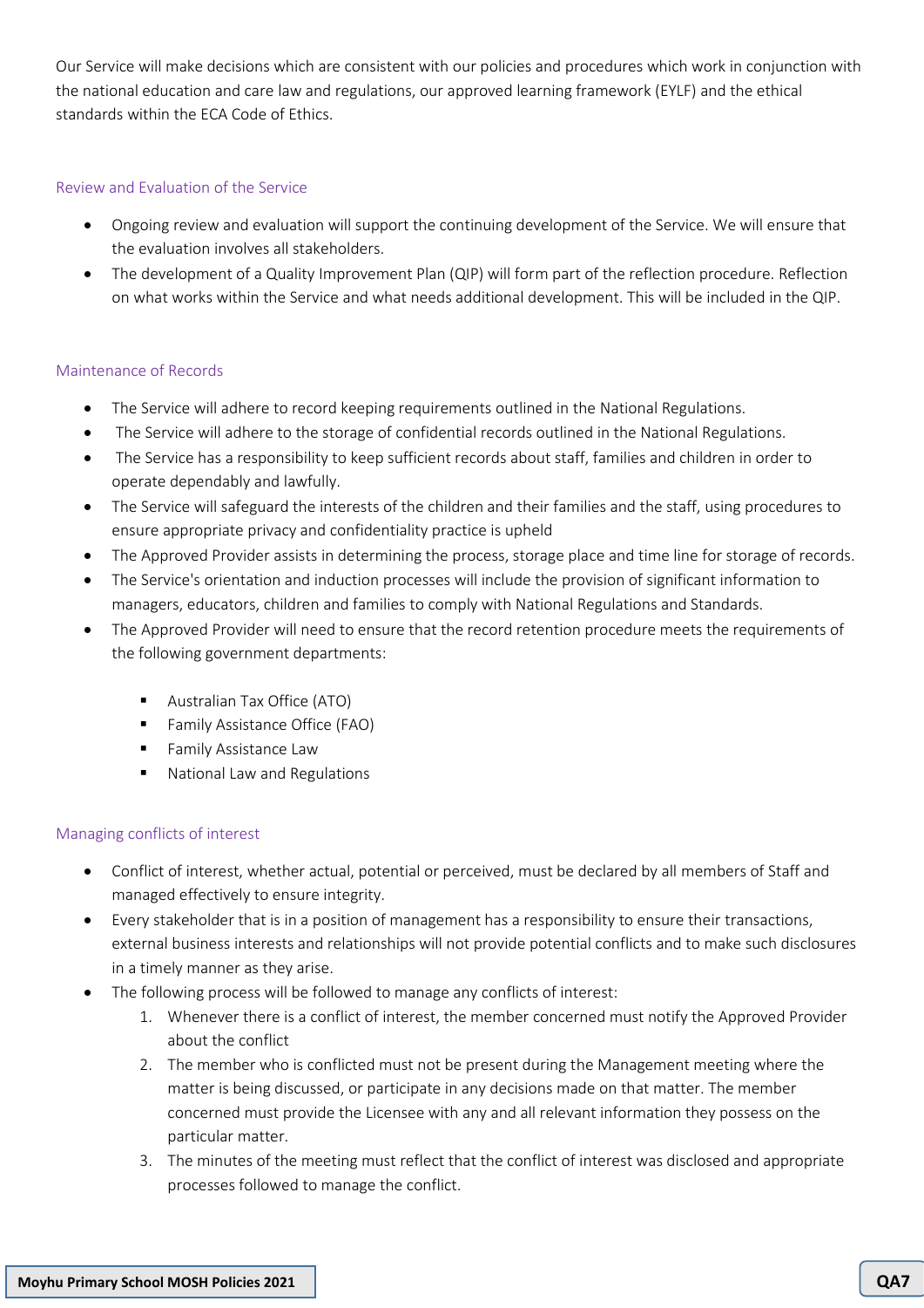Our Service will make decisions which are consistent with our policies and procedures which work in conjunction with the national education and care law and regulations, our approved learning framework (EYLF) and the ethical standards within the ECA Code of Ethics.

## Review and Evaluation of the Service

- Ongoing review and evaluation will support the continuing development of the Service. We will ensure that the evaluation involves all stakeholders.
- The development of a Quality Improvement Plan (QIP) will form part of the reflection procedure. Reflection on what works within the Service and what needs additional development. This will be included in the QIP.

## Maintenance of Records

- The Service will adhere to record keeping requirements outlined in the National Regulations.
- The Service will adhere to the storage of confidential records outlined in the National Regulations.
- The Service has a responsibility to keep sufficient records about staff, families and children in order to operate dependably and lawfully.
- The Service will safeguard the interests of the children and their families and the staff, using procedures to ensure appropriate privacy and confidentiality practice is upheld
- The Approved Provider assists in determining the process, storage place and time line for storage of records.
- The Service's orientation and induction processes will include the provision of significant information to managers, educators, children and families to comply with National Regulations and Standards.
- The Approved Provider will need to ensure that the record retention procedure meets the requirements of the following government departments:
    - Australian Tax Office (ATO)
    - Family Assistance Office (FAO)
    - Family Assistance Law
    - National Law and Regulations

## Managing conflicts of interest

- Conflict of interest, whether actual, potential or perceived, must be declared by all members of Staff and managed effectively to ensure integrity.
- Every stakeholder that is in a position of management has a responsibility to ensure their transactions, external business interests and relationships will not provide potential conflicts and to make such disclosures in a timely manner as they arise.
- The following process will be followed to manage any conflicts of interest:
    1. Whenever there is a conflict of interest, the member concerned must notify the Approved Provider about the conflict
    2. The member who is conflicted must not be present during the Management meeting where the matter is being discussed, or participate in any decisions made on that matter. The member concerned must provide the Licensee with any and all relevant information they possess on the particular matter.
    3. The minutes of the meeting must reflect that the conflict of interest was disclosed and appropriate processes followed to manage the conflict.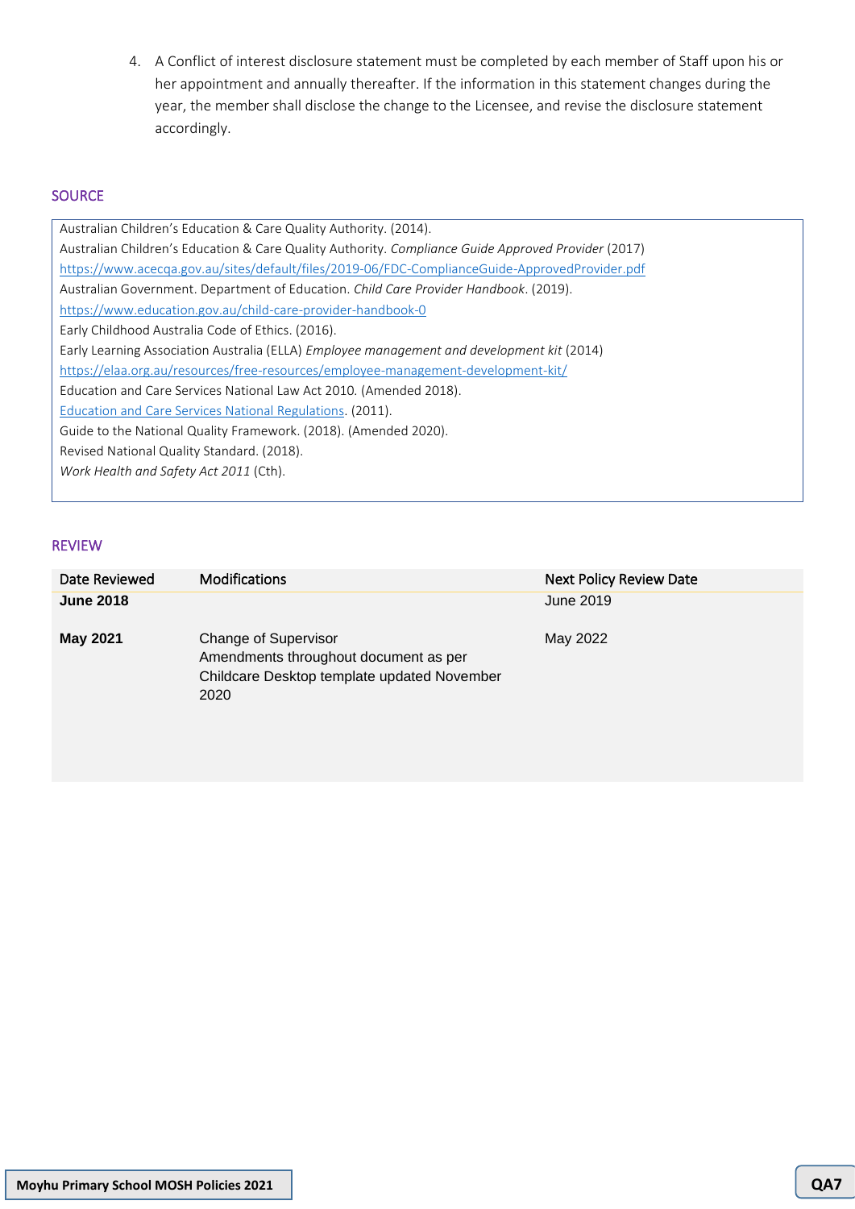4. A Conflict of interest disclosure statement must be completed by each member of Staff upon his or her appointment and annually thereafter. If the information in this statement changes during the year, the member shall disclose the change to the Licensee, and revise the disclosure statement accordingly.

## SOURCE

Australian Children's Education & Care Quality Authority. (2014).
Australian Children's Education & Care Quality Authority. *Compliance Guide Approved Provider* (2017)
https://www.acecqa.gov.au/sites/default/files/2019-06/FDC-ComplianceGuide-ApprovedProvider.pdf
Australian Government. Department of Education. *Child Care Provider Handbook*. (2019).
https://www.education.gov.au/child-care-provider-handbook-0
Early Childhood Australia Code of Ethics. (2016).
Early Learning Association Australia (ELLA) *Employee management and development kit* (2014)
https://elaa.org.au/resources/free-resources/employee-management-development-kit/
Education and Care Services National Law Act 2010. (Amended 2018).
Education and Care Services National Regulations. (2011).
Guide to the National Quality Framework. (2018). (Amended 2020).
Revised National Quality Standard. (2018).
*Work Health and Safety Act 2011* (Cth).

## REVIEW

| Date Reviewed | Modifications | Next Policy Review Date |
|---|---|---|
| **June 2018** | | June 2019 |
| **May 2021** | Change of Supervisor<br>Amendments throughout document as per Childcare Desktop template updated November 2020 | May 2022 |